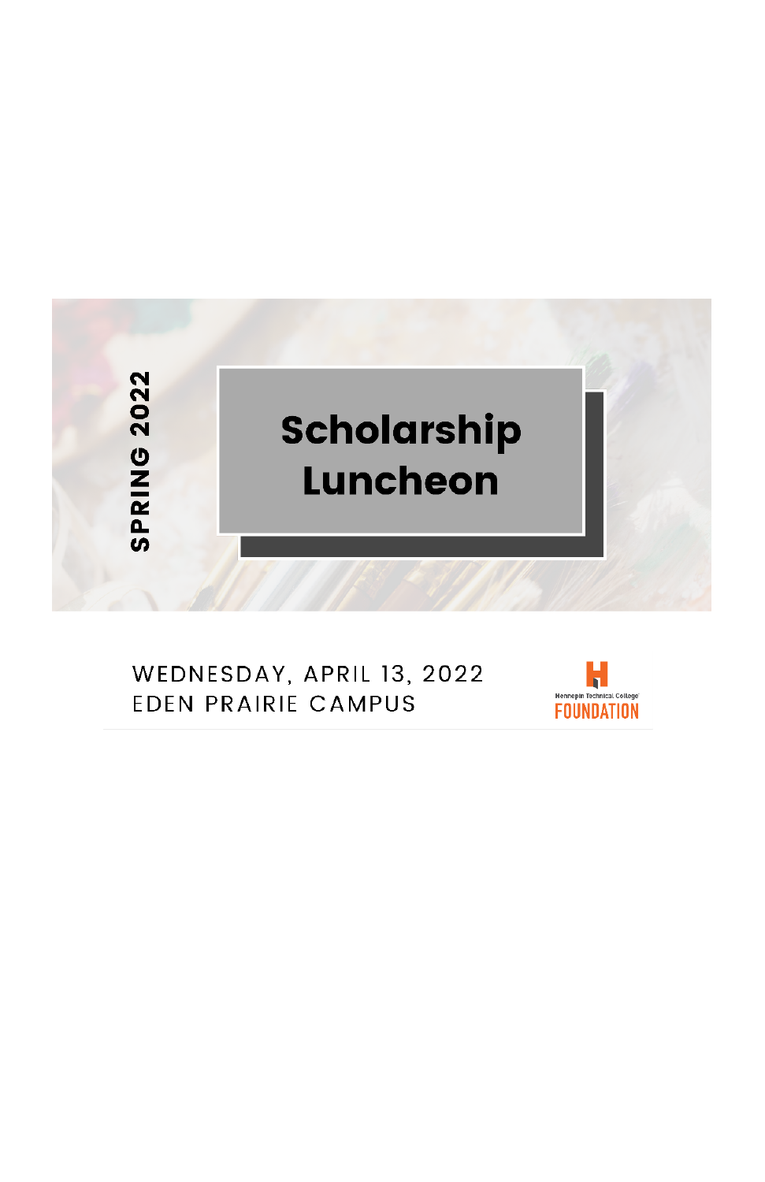SPRING 2022

# Scholarship Luncheon

WEDNESDAY, APRIL 13, 2022
EDEN PRAIRIE CAMPUS

Hennepin Technical College FOUNDATION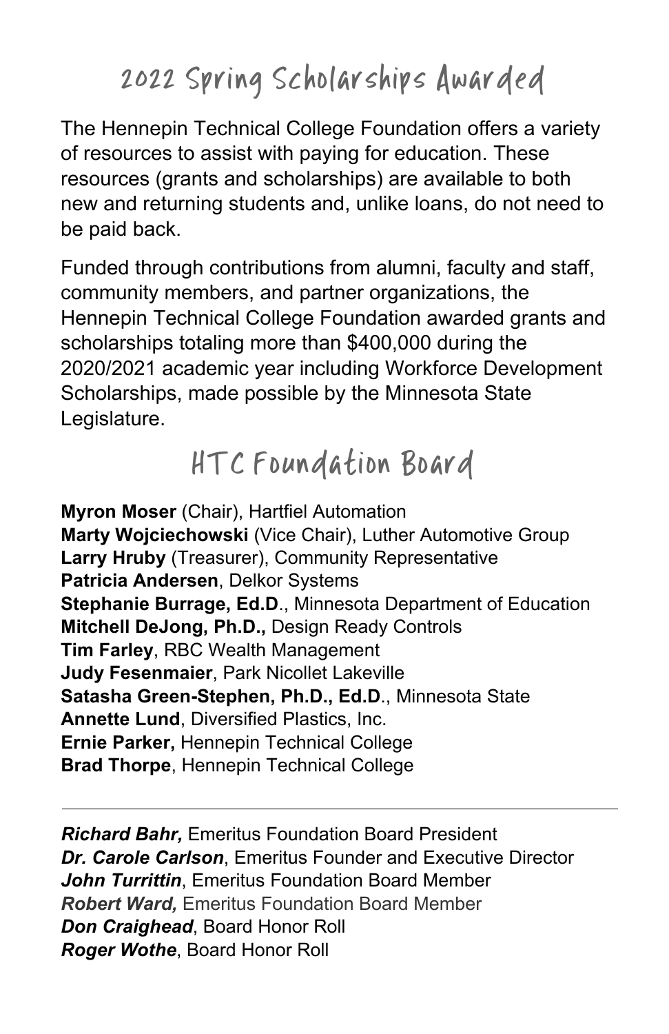# 2022 Spring Scholarships Awarded

The Hennepin Technical College Foundation offers a variety of resources to assist with paying for education. These resources (grants and scholarships) are available to both new and returning students and, unlike loans, do not need to be paid back.

Funded through contributions from alumni, faculty and staff, community members, and partner organizations, the Hennepin Technical College Foundation awarded grants and scholarships totaling more than $400,000 during the 2020/2021 academic year including Workforce Development Scholarships, made possible by the Minnesota State Legislature.

# HTC Foundation Board

**Myron Moser** (Chair), Hartfiel Automation
**Marty Wojciechowski** (Vice Chair), Luther Automotive Group
**Larry Hruby** (Treasurer), Community Representative
**Patricia Andersen**, Delkor Systems
**Stephanie Burrage, Ed.D**., Minnesota Department of Education
**Mitchell DeJong, Ph.D.,** Design Ready Controls
**Tim Farley**, RBC Wealth Management
**Judy Fesenmaier**, Park Nicollet Lakeville
**Satasha Green-Stephen, Ph.D., Ed.D**., Minnesota State
**Annette Lund**, Diversified Plastics, Inc.
**Ernie Parker,** Hennepin Technical College
**Brad Thorpe**, Hennepin Technical College

---

***Richard Bahr,*** Emeritus Foundation Board President
***Dr. Carole Carlson***, Emeritus Founder and Executive Director
***John Turrittin***, Emeritus Foundation Board Member
***Robert Ward,*** Emeritus Foundation Board Member
***Don Craighead***, Board Honor Roll
***Roger Wothe***, Board Honor Roll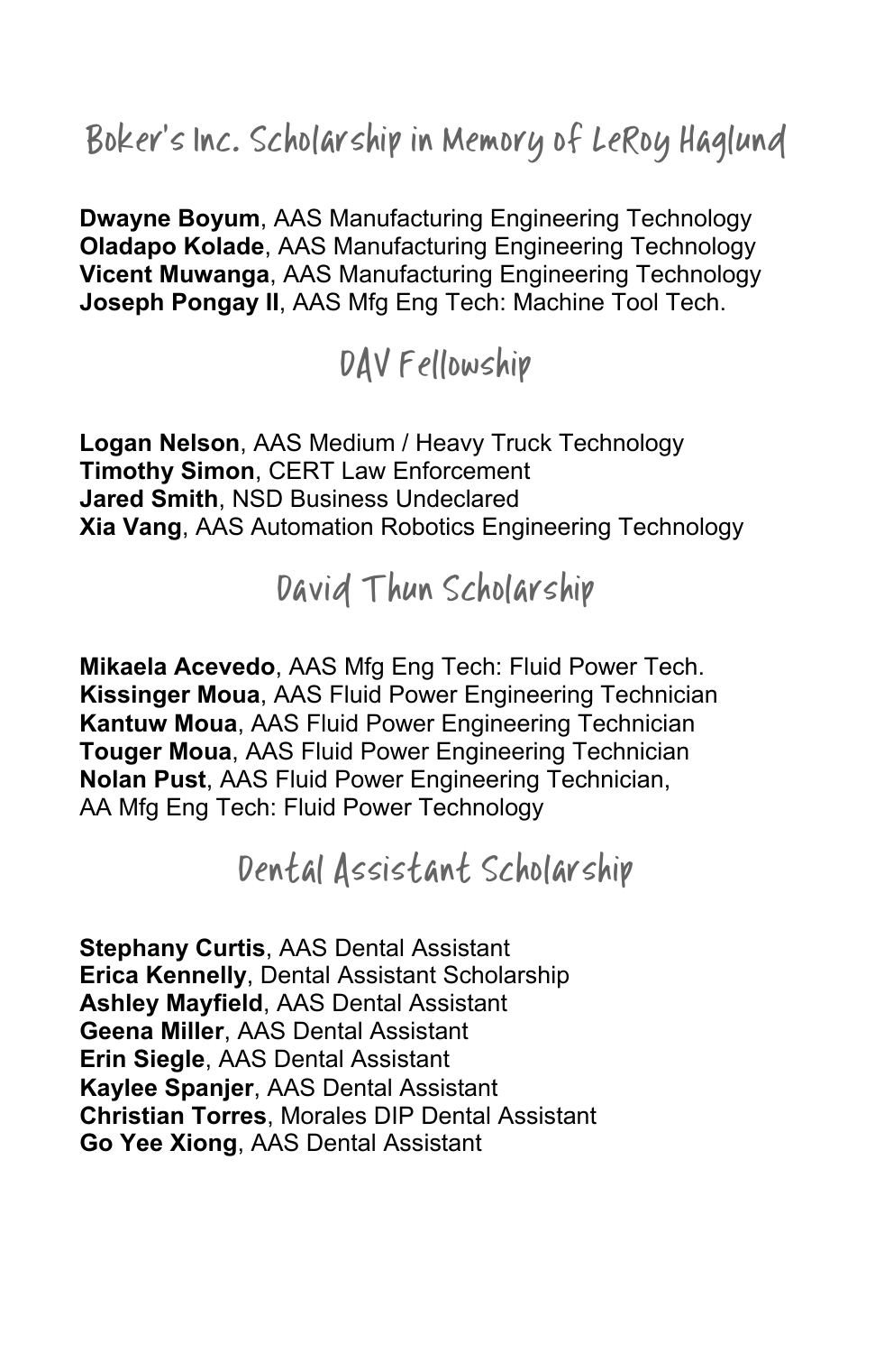## Boker's Inc. Scholarship in Memory of LeRoy Haglund

**Dwayne Boyum**, AAS Manufacturing Engineering Technology
**Oladapo Kolade**, AAS Manufacturing Engineering Technology
**Vicent Muwanga**, AAS Manufacturing Engineering Technology
**Joseph Pongay II**, AAS Mfg Eng Tech: Machine Tool Tech.

## DAV Fellowship

**Logan Nelson**, AAS Medium / Heavy Truck Technology
**Timothy Simon**, CERT Law Enforcement
**Jared Smith**, NSD Business Undeclared
**Xia Vang**, AAS Automation Robotics Engineering Technology

## David Thun Scholarship

**Mikaela Acevedo**, AAS Mfg Eng Tech: Fluid Power Tech.
**Kissinger Moua**, AAS Fluid Power Engineering Technician
**Kantuw Moua**, AAS Fluid Power Engineering Technician
**Touger Moua**, AAS Fluid Power Engineering Technician
**Nolan Pust**, AAS Fluid Power Engineering Technician,
AA Mfg Eng Tech: Fluid Power Technology

## Dental Assistant Scholarship

**Stephany Curtis**, AAS Dental Assistant
**Erica Kennelly**, Dental Assistant Scholarship
**Ashley Mayfield**, AAS Dental Assistant
**Geena Miller**, AAS Dental Assistant
**Erin Siegle**, AAS Dental Assistant
**Kaylee Spanjer**, AAS Dental Assistant
**Christian Torres**, Morales DIP Dental Assistant
**Go Yee Xiong**, AAS Dental Assistant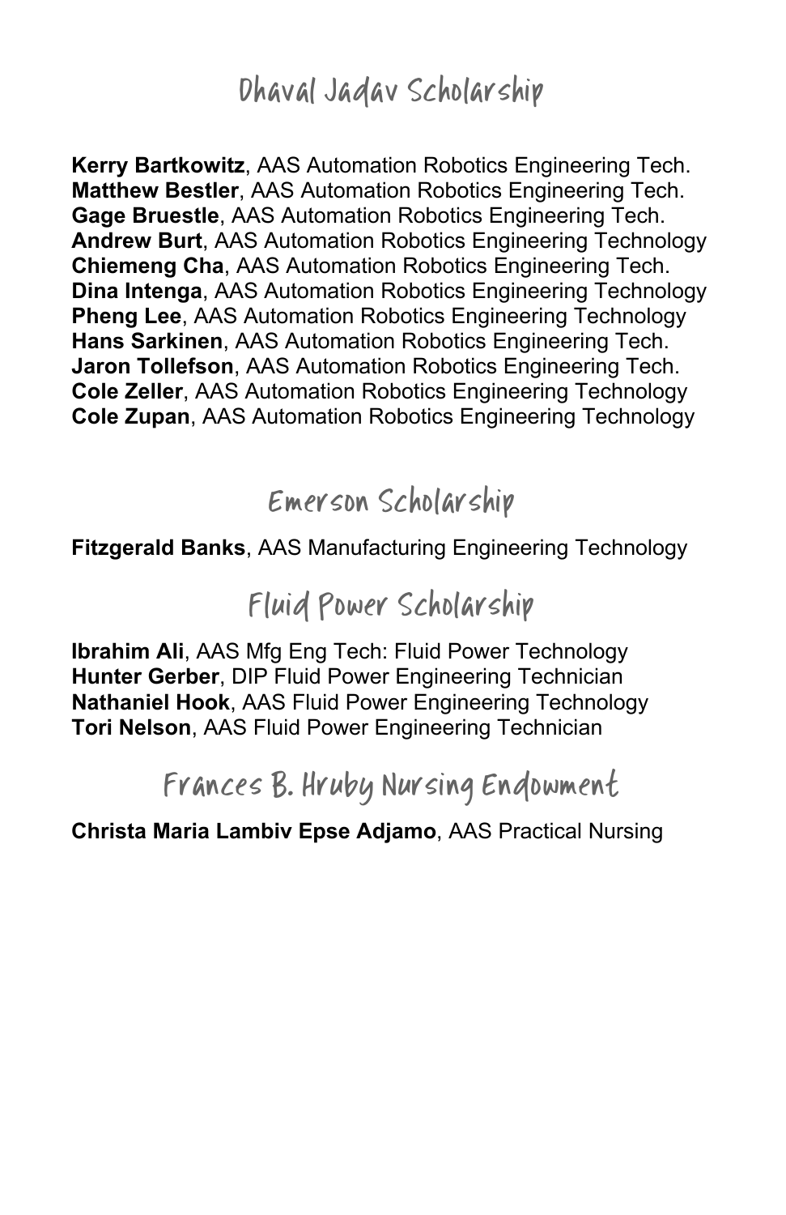## Dhaval Jadav Scholarship

**Kerry Bartkowitz**, AAS Automation Robotics Engineering Tech.
**Matthew Bestler**, AAS Automation Robotics Engineering Tech.
**Gage Bruestle**, AAS Automation Robotics Engineering Tech.
**Andrew Burt**, AAS Automation Robotics Engineering Technology
**Chiemeng Cha**, AAS Automation Robotics Engineering Tech.
**Dina Intenga**, AAS Automation Robotics Engineering Technology
**Pheng Lee**, AAS Automation Robotics Engineering Technology
**Hans Sarkinen**, AAS Automation Robotics Engineering Tech.
**Jaron Tollefson**, AAS Automation Robotics Engineering Tech.
**Cole Zeller**, AAS Automation Robotics Engineering Technology
**Cole Zupan**, AAS Automation Robotics Engineering Technology

## Emerson Scholarship

**Fitzgerald Banks**, AAS Manufacturing Engineering Technology

## Fluid Power Scholarship

**Ibrahim Ali**, AAS Mfg Eng Tech: Fluid Power Technology
**Hunter Gerber**, DIP Fluid Power Engineering Technician
**Nathaniel Hook**, AAS Fluid Power Engineering Technology
**Tori Nelson**, AAS Fluid Power Engineering Technician

## Frances B. Hruby Nursing Endowment

**Christa Maria Lambiv Epse Adjamo**, AAS Practical Nursing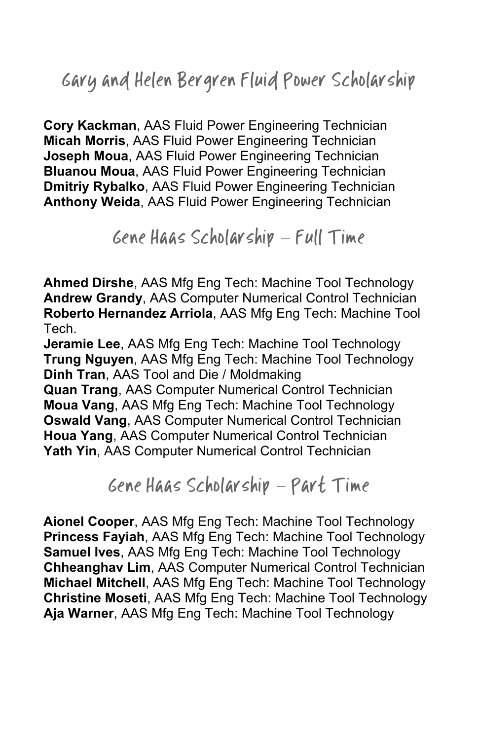## Gary and Helen Bergren Fluid Power Scholarship

**Cory Kackman**, AAS Fluid Power Engineering Technician
**Micah Morris**, AAS Fluid Power Engineering Technician
**Joseph Moua**, AAS Fluid Power Engineering Technician
**Bluanou Moua**, AAS Fluid Power Engineering Technician
**Dmitriy Rybalko**, AAS Fluid Power Engineering Technician
**Anthony Weida**, AAS Fluid Power Engineering Technician

## Gene Haas Scholarship – Full Time

**Ahmed Dirshe**, AAS Mfg Eng Tech: Machine Tool Technology
**Andrew Grandy**, AAS Computer Numerical Control Technician
**Roberto Hernandez Arriola**, AAS Mfg Eng Tech: Machine Tool Tech.
**Jeramie Lee**, AAS Mfg Eng Tech: Machine Tool Technology
**Trung Nguyen**, AAS Mfg Eng Tech: Machine Tool Technology
**Dinh Tran**, AAS Tool and Die / Moldmaking
**Quan Trang**, AAS Computer Numerical Control Technician
**Moua Vang**, AAS Mfg Eng Tech: Machine Tool Technology
**Oswald Vang**, AAS Computer Numerical Control Technician
**Houa Yang**, AAS Computer Numerical Control Technician
**Yath Yin**, AAS Computer Numerical Control Technician

## Gene Haas Scholarship – Part Time

**Aionel Cooper**, AAS Mfg Eng Tech: Machine Tool Technology
**Princess Fayiah**, AAS Mfg Eng Tech: Machine Tool Technology
**Samuel Ives**, AAS Mfg Eng Tech: Machine Tool Technology
**Chheanghav Lim**, AAS Computer Numerical Control Technician
**Michael Mitchell**, AAS Mfg Eng Tech: Machine Tool Technology
**Christine Moseti**, AAS Mfg Eng Tech: Machine Tool Technology
**Aja Warner**, AAS Mfg Eng Tech: Machine Tool Technology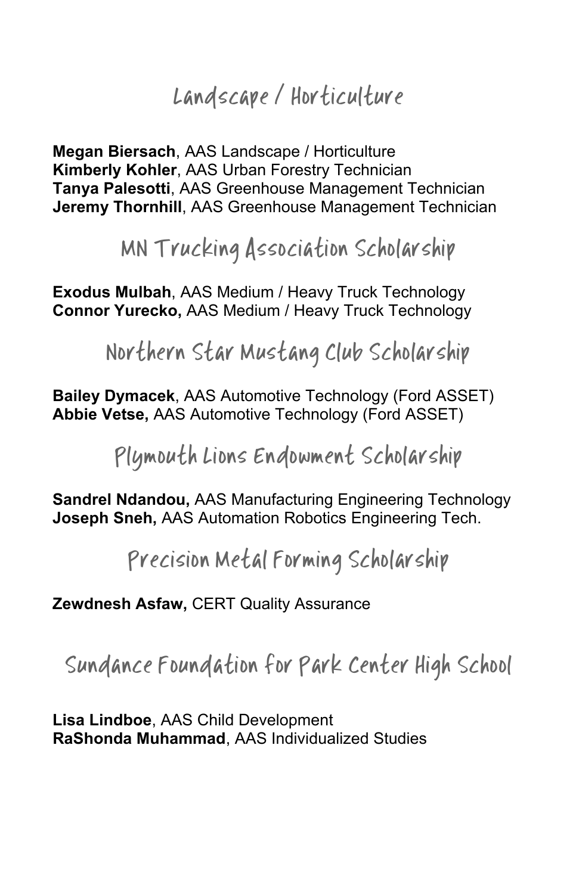## Landscape / Horticulture

**Megan Biersach**, AAS Landscape / Horticulture
**Kimberly Kohler**, AAS Urban Forestry Technician
**Tanya Palesotti**, AAS Greenhouse Management Technician
**Jeremy Thornhill**, AAS Greenhouse Management Technician

## MN Trucking Association Scholarship

**Exodus Mulbah**, AAS Medium / Heavy Truck Technology
**Connor Yurecko,** AAS Medium / Heavy Truck Technology

## Northern Star Mustang Club Scholarship

**Bailey Dymacek**, AAS Automotive Technology (Ford ASSET)
**Abbie Vetse,** AAS Automotive Technology (Ford ASSET)

## Plymouth Lions Endowment Scholarship

**Sandrel Ndandou,** AAS Manufacturing Engineering Technology
**Joseph Sneh,** AAS Automation Robotics Engineering Tech.

## Precision Metal Forming Scholarship

**Zewdnesh Asfaw,** CERT Quality Assurance

## Sundance Foundation for Park Center High School

**Lisa Lindboe**, AAS Child Development
**RaShonda Muhammad**, AAS Individualized Studies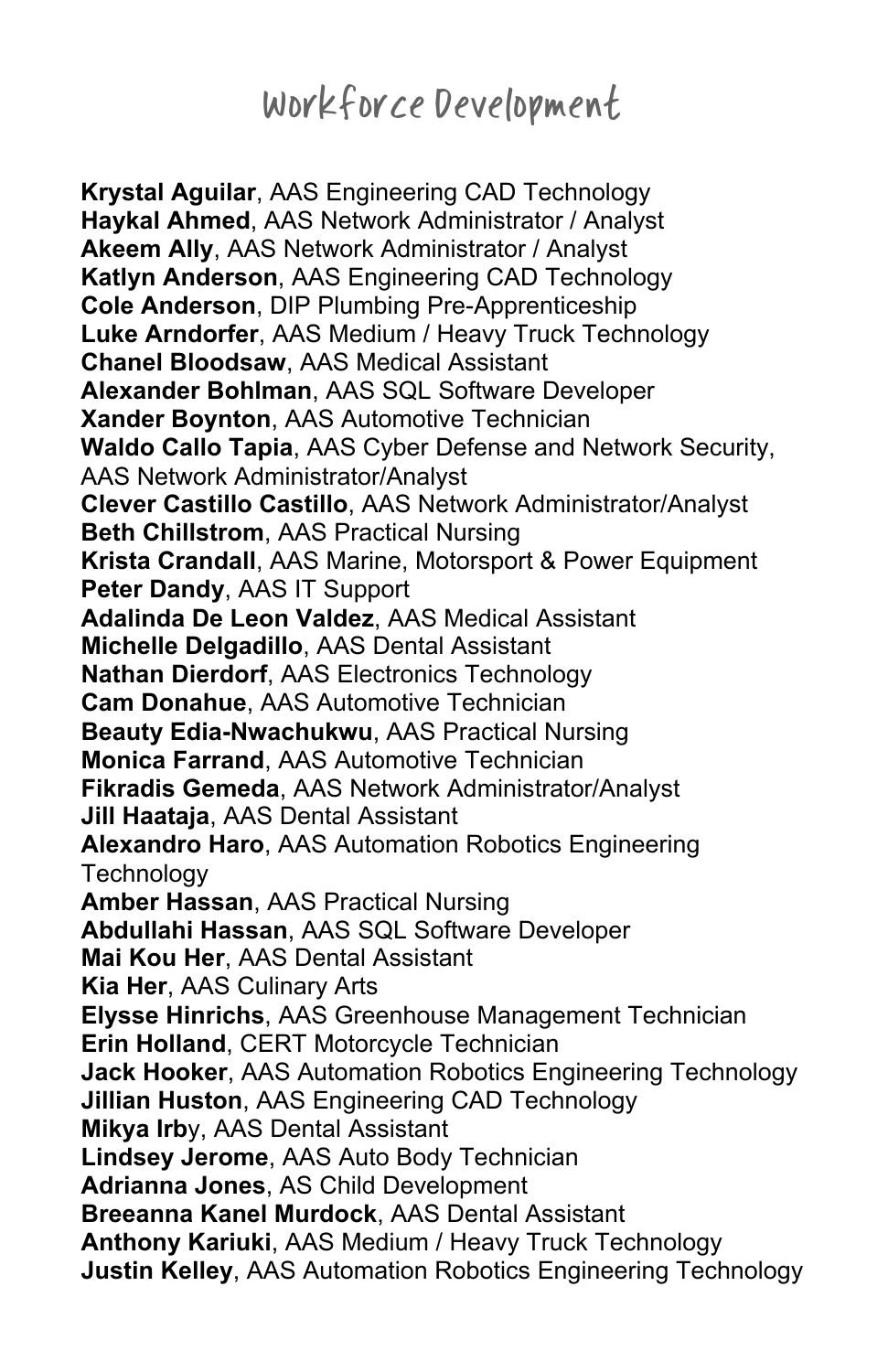# Workforce Development

**Krystal Aguilar**, AAS Engineering CAD Technology
**Haykal Ahmed**, AAS Network Administrator / Analyst
**Akeem Ally**, AAS Network Administrator / Analyst
**Katlyn Anderson**, AAS Engineering CAD Technology
**Cole Anderson**, DIP Plumbing Pre-Apprenticeship
**Luke Arndorfer**, AAS Medium / Heavy Truck Technology
**Chanel Bloodsaw**, AAS Medical Assistant
**Alexander Bohlman**, AAS SQL Software Developer
**Xander Boynton**, AAS Automotive Technician
**Waldo Callo Tapia**, AAS Cyber Defense and Network Security, AAS Network Administrator/Analyst
**Clever Castillo Castillo**, AAS Network Administrator/Analyst
**Beth Chillstrom**, AAS Practical Nursing
**Krista Crandall**, AAS Marine, Motorsport & Power Equipment
**Peter Dandy**, AAS IT Support
**Adalinda De Leon Valdez**, AAS Medical Assistant
**Michelle Delgadillo**, AAS Dental Assistant
**Nathan Dierdorf**, AAS Electronics Technology
**Cam Donahue**, AAS Automotive Technician
**Beauty Edia-Nwachukwu**, AAS Practical Nursing
**Monica Farrand**, AAS Automotive Technician
**Fikradis Gemeda**, AAS Network Administrator/Analyst
**Jill Haataja**, AAS Dental Assistant
**Alexandro Haro**, AAS Automation Robotics Engineering Technology
**Amber Hassan**, AAS Practical Nursing
**Abdullahi Hassan**, AAS SQL Software Developer
**Mai Kou Her**, AAS Dental Assistant
**Kia Her**, AAS Culinary Arts
**Elysse Hinrichs**, AAS Greenhouse Management Technician
**Erin Holland**, CERT Motorcycle Technician
**Jack Hooker**, AAS Automation Robotics Engineering Technology
**Jillian Huston**, AAS Engineering CAD Technology
**Mikya Irb**y, AAS Dental Assistant
**Lindsey Jerome**, AAS Auto Body Technician
**Adrianna Jones**, AS Child Development
**Breeanna Kanel Murdock**, AAS Dental Assistant
**Anthony Kariuki**, AAS Medium / Heavy Truck Technology
**Justin Kelley**, AAS Automation Robotics Engineering Technology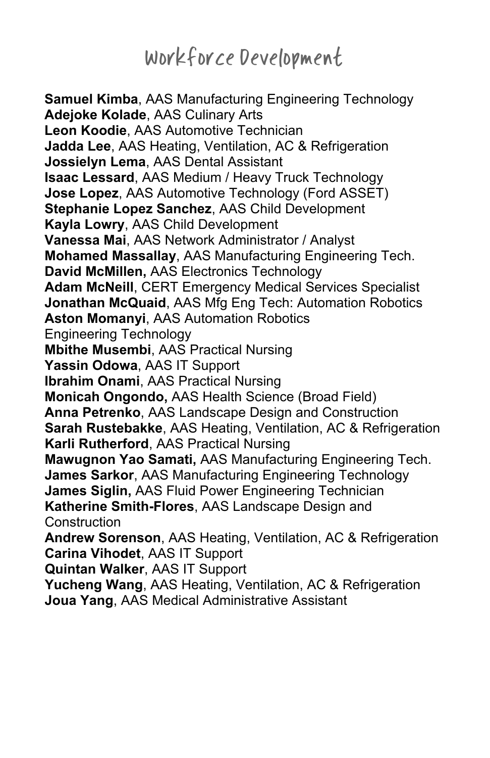# Workforce Development

**Samuel Kimba**, AAS Manufacturing Engineering Technology
**Adejoke Kolade**, AAS Culinary Arts
**Leon Koodie**, AAS Automotive Technician
**Jadda Lee**, AAS Heating, Ventilation, AC & Refrigeration
**Jossielyn Lema**, AAS Dental Assistant
**Isaac Lessard**, AAS Medium / Heavy Truck Technology
**Jose Lopez**, AAS Automotive Technology (Ford ASSET)
**Stephanie Lopez Sanchez**, AAS Child Development
**Kayla Lowry**, AAS Child Development
**Vanessa Mai**, AAS Network Administrator / Analyst
**Mohamed Massallay**, AAS Manufacturing Engineering Tech.
**David McMillen,** AAS Electronics Technology
**Adam McNeill**, CERT Emergency Medical Services Specialist
**Jonathan McQuaid**, AAS Mfg Eng Tech: Automation Robotics
**Aston Momanyi**, AAS Automation Robotics Engineering Technology
**Mbithe Musembi**, AAS Practical Nursing
**Yassin Odowa**, AAS IT Support
**Ibrahim Onami**, AAS Practical Nursing
**Monicah Ongondo,** AAS Health Science (Broad Field)
**Anna Petrenko**, AAS Landscape Design and Construction
**Sarah Rustebakke**, AAS Heating, Ventilation, AC & Refrigeration
**Karli Rutherford**, AAS Practical Nursing
**Mawugnon Yao Samati,** AAS Manufacturing Engineering Tech.
**James Sarkor**, AAS Manufacturing Engineering Technology
**James Siglin,** AAS Fluid Power Engineering Technician
**Katherine Smith-Flores**, AAS Landscape Design and Construction
**Andrew Sorenson**, AAS Heating, Ventilation, AC & Refrigeration
**Carina Vihodet**, AAS IT Support
**Quintan Walker**, AAS IT Support
**Yucheng Wang**, AAS Heating, Ventilation, AC & Refrigeration
**Joua Yang**, AAS Medical Administrative Assistant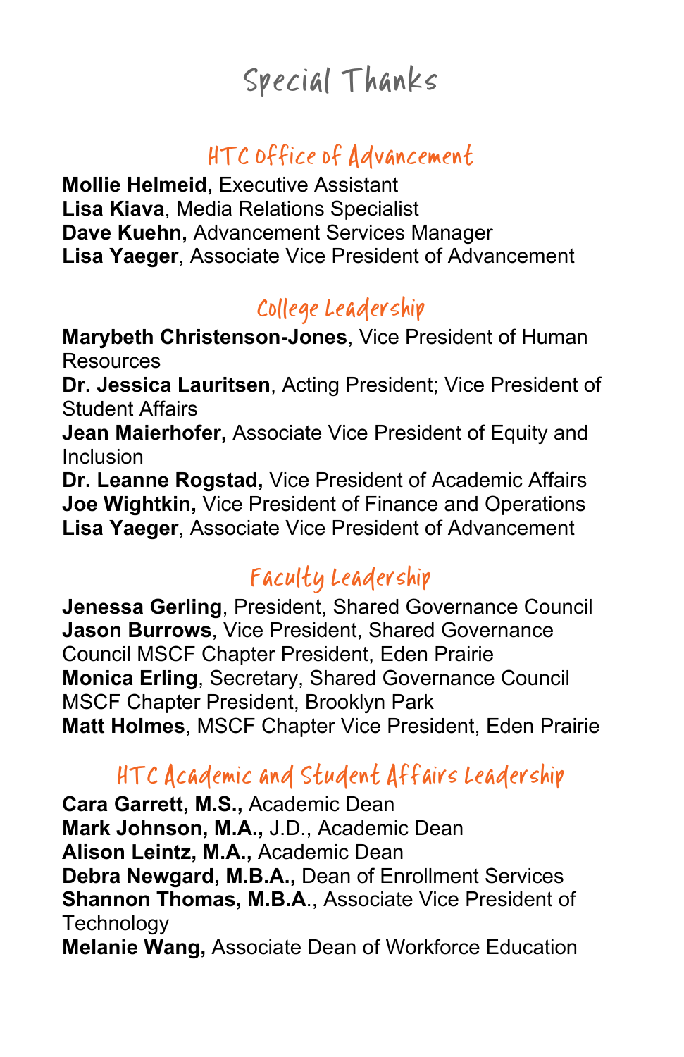# Special Thanks

## HTC Office of Advancement

**Mollie Helmeid,** Executive Assistant
**Lisa Kiava**, Media Relations Specialist
**Dave Kuehn,** Advancement Services Manager
**Lisa Yaeger**, Associate Vice President of Advancement

## College Leadership

**Marybeth Christenson-Jones**, Vice President of Human Resources
**Dr. Jessica Lauritsen**, Acting President; Vice President of Student Affairs
**Jean Maierhofer,** Associate Vice President of Equity and Inclusion
**Dr. Leanne Rogstad,** Vice President of Academic Affairs
**Joe Wightkin,** Vice President of Finance and Operations
**Lisa Yaeger**, Associate Vice President of Advancement

## Faculty Leadership

**Jenessa Gerling**, President, Shared Governance Council
**Jason Burrows**, Vice President, Shared Governance Council MSCF Chapter President, Eden Prairie
**Monica Erling**, Secretary, Shared Governance Council MSCF Chapter President, Brooklyn Park
**Matt Holmes**, MSCF Chapter Vice President, Eden Prairie

## HTC Academic and Student Affairs Leadership

**Cara Garrett, M.S.,** Academic Dean
**Mark Johnson, M.A.,** J.D., Academic Dean
**Alison Leintz, M.A.,** Academic Dean
**Debra Newgard, M.B.A.,** Dean of Enrollment Services
**Shannon Thomas, M.B.A**., Associate Vice President of Technology
**Melanie Wang,** Associate Dean of Workforce Education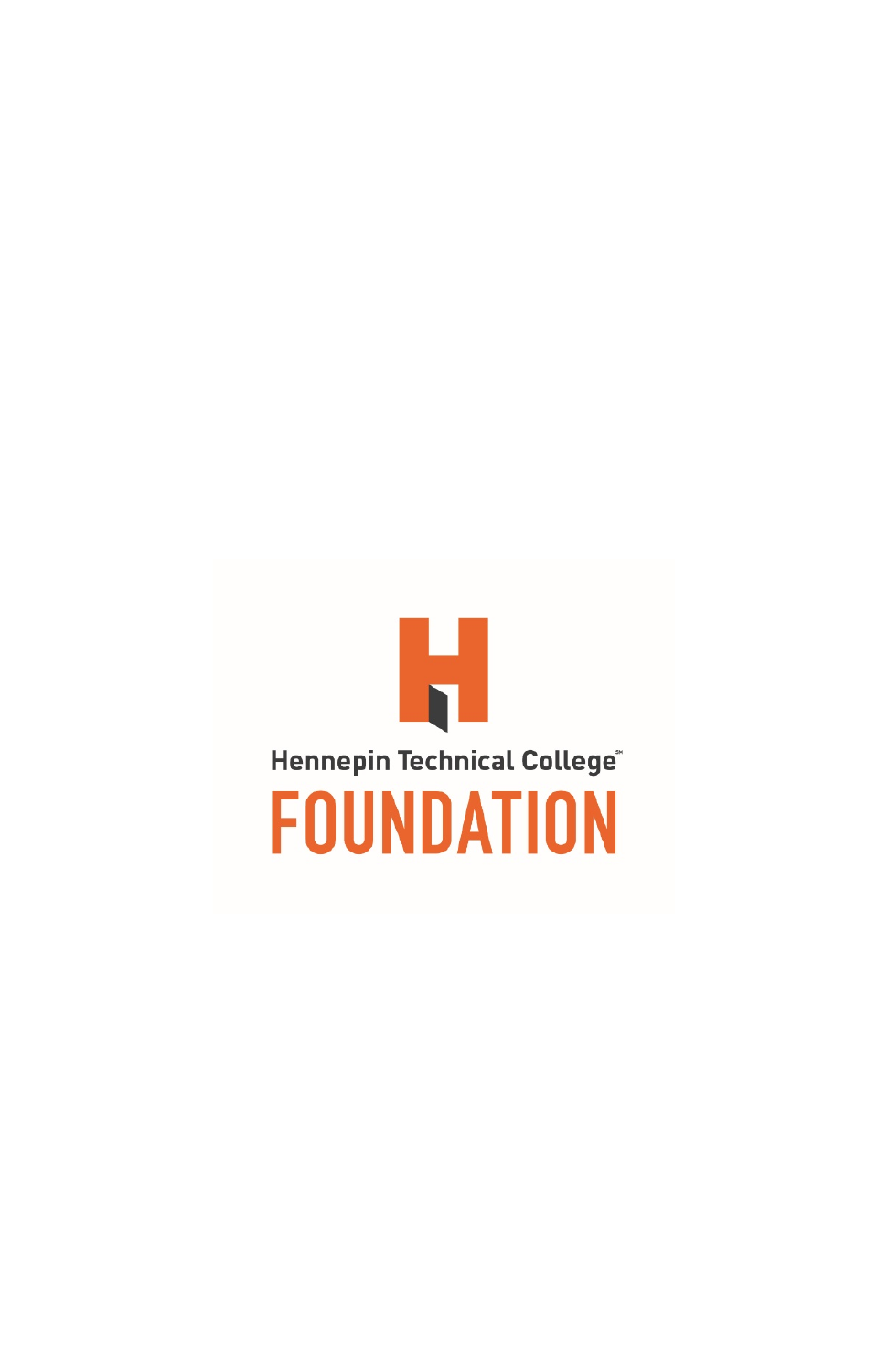Hennepin Technical College℠

# FOUNDATION